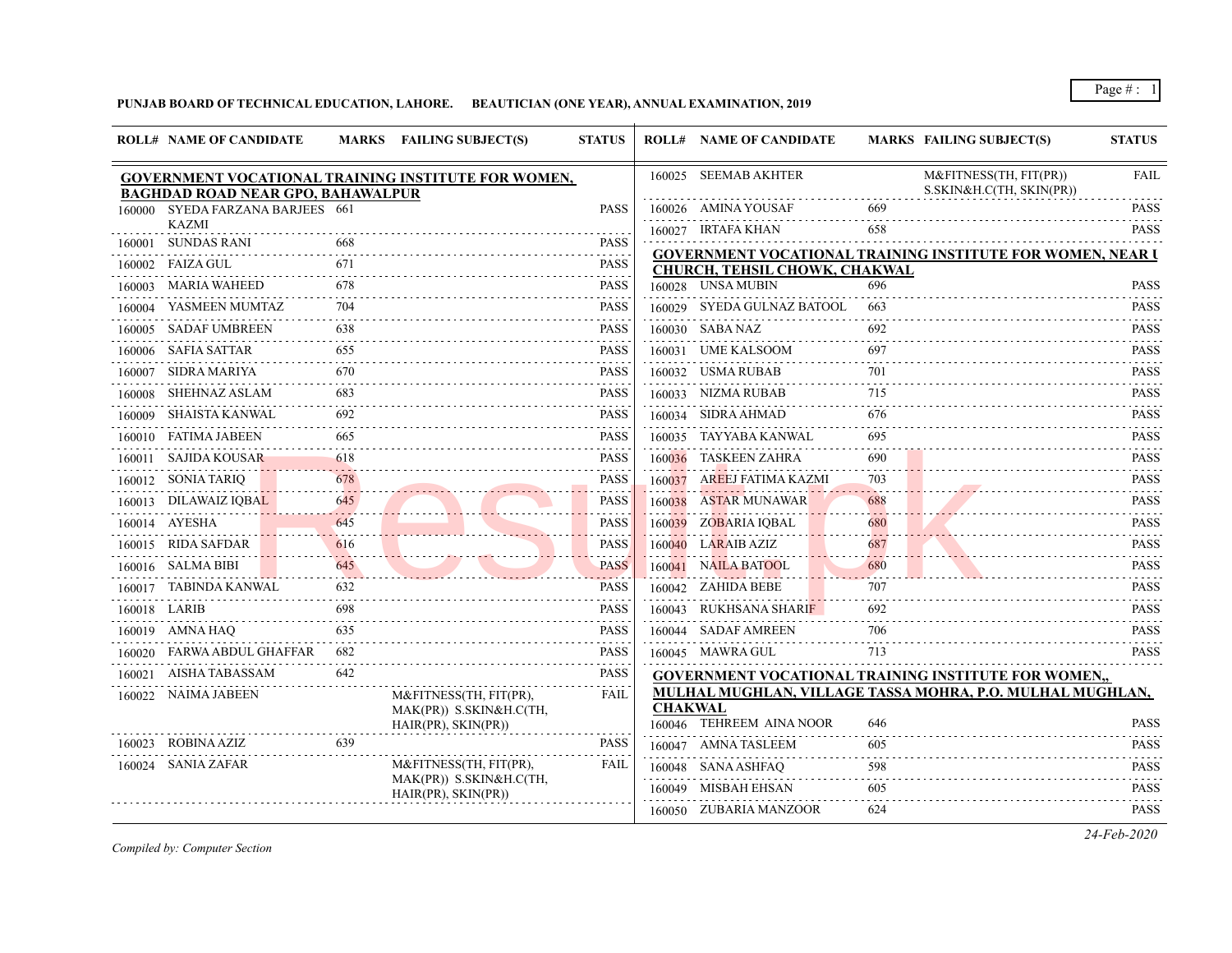**PUNJAB BOARD OF TECHNICAL EDUCATION, LAHORE. BEAUTICIAN (ONE YEAR), ANNUAL EXAMINATION, 2019**

| ROLL# | NAME OF CANDIDATE | MARKS | FAILING SUBJECT(S) | STATUS |
|---|---|---|---|---|
| **GOVERNMENT VOCATIONAL TRAINING INSTITUTE FOR WOMEN, BAGHDAD ROAD NEAR GPO, BAHAWALPUR** | | | | |
| 160000 | SYEDA FARZANA BARJEES KAZMI | 661 | | PASS |
| 160001 | SUNDAS RANI | 668 | | PASS |
| 160002 | FAIZA GUL | 671 | | PASS |
| 160003 | MARIA WAHEED | 678 | | PASS |
| 160004 | YASMEEN MUMTAZ | 704 | | PASS |
| 160005 | SADAF UMBREEN | 638 | | PASS |
| 160006 | SAFIA SATTAR | 655 | | PASS |
| 160007 | SIDRA MARIYA | 670 | | PASS |
| 160008 | SHEHNAZ ASLAM | 683 | | PASS |
| 160009 | SHAISTA KANWAL | 692 | | PASS |
| 160010 | FATIMA JABEEN | 665 | | PASS |
| 160011 | SAJIDA KOUSAR | 618 | | PASS |
| 160012 | SONIA TARIQ | 678 | | PASS |
| 160013 | DILAWAIZ IQBAL | 645 | | PASS |
| 160014 | AYESHA | 645 | | PASS |
| 160015 | RIDA SAFDAR | 616 | | PASS |
| 160016 | SALMA BIBI | 645 | | PASS |
| 160017 | TABINDA KANWAL | 632 | | PASS |
| 160018 | LARIB | 698 | | PASS |
| 160019 | AMNA HAQ | 635 | | PASS |
| 160020 | FARWA ABDUL GHAFFAR | 682 | | PASS |
| 160021 | AISHA TABASSAM | 642 | | PASS |
| 160022 | NAIMA JABEEN | | M&FITNESS(TH, FIT(PR), MAK(PR)) S.SKIN&H.C(TH, HAIR(PR), SKIN(PR)) | FAIL |
| 160023 | ROBINA AZIZ | 639 | | PASS |
| 160024 | SANIA ZAFAR | | M&FITNESS(TH, FIT(PR), MAK(PR)) S.SKIN&H.C(TH, HAIR(PR), SKIN(PR)) | FAIL |
| 160025 | SEEMAB AKHTER | | M&FITNESS(TH, FIT(PR)) S.SKIN&H.C(TH, SKIN(PR)) | FAIL |
| 160026 | AMINA YOUSAF | 669 | | PASS |
| 160027 | IRTAFA KHAN | 658 | | PASS |
| **GOVERNMENT VOCATIONAL TRAINING INSTITUTE FOR WOMEN, NEAR U CHURCH, TEHSIL CHOWK, CHAKWAL** | | | | |
| 160028 | UNSA MUBIN | 696 | | PASS |
| 160029 | SYEDA GULNAZ BATOOL | 663 | | PASS |
| 160030 | SABA NAZ | 692 | | PASS |
| 160031 | UME KALSOOM | 697 | | PASS |
| 160032 | USMA RUBAB | 701 | | PASS |
| 160033 | NIZMA RUBAB | 715 | | PASS |
| 160034 | SIDRA AHMAD | 676 | | PASS |
| 160035 | TAYYABA KANWAL | 695 | | PASS |
| 160036 | TASKEEN ZAHRA | 690 | | PASS |
| 160037 | AREEJ FATIMA KAZMI | 703 | | PASS |
| 160038 | ASTAR MUNAWAR | 688 | | PASS |
| 160039 | ZOBARIA IQBAL | 680 | | PASS |
| 160040 | LARAIB AZIZ | 687 | | PASS |
| 160041 | NAILA BATOOL | 680 | | PASS |
| 160042 | ZAHIDA BEBE | 707 | | PASS |
| 160043 | RUKHSANA SHARIF | 692 | | PASS |
| 160044 | SADAF AMREEN | 706 | | PASS |
| 160045 | MAWRA GUL | 713 | | PASS |
| **GOVERNMENT VOCATIONAL TRAINING INSTITUTE FOR WOMEN,, MULHAL MUGHLAN, VILLAGE TASSA MOHRA, P.O. MULHAL MUGHLAN, CHAKWAL** | | | | |
| 160046 | TEHREEM AINA NOOR | 646 | | PASS |
| 160047 | AMNA TASLEEM | 605 | | PASS |
| 160048 | SANA ASHFAQ | 598 | | PASS |
| 160049 | MISBAH EHSAN | 605 | | PASS |
| 160050 | ZUBARIA MANZOOR | 624 | | PASS |

*Compiled by: Computer Section*

*24-Feb-2020*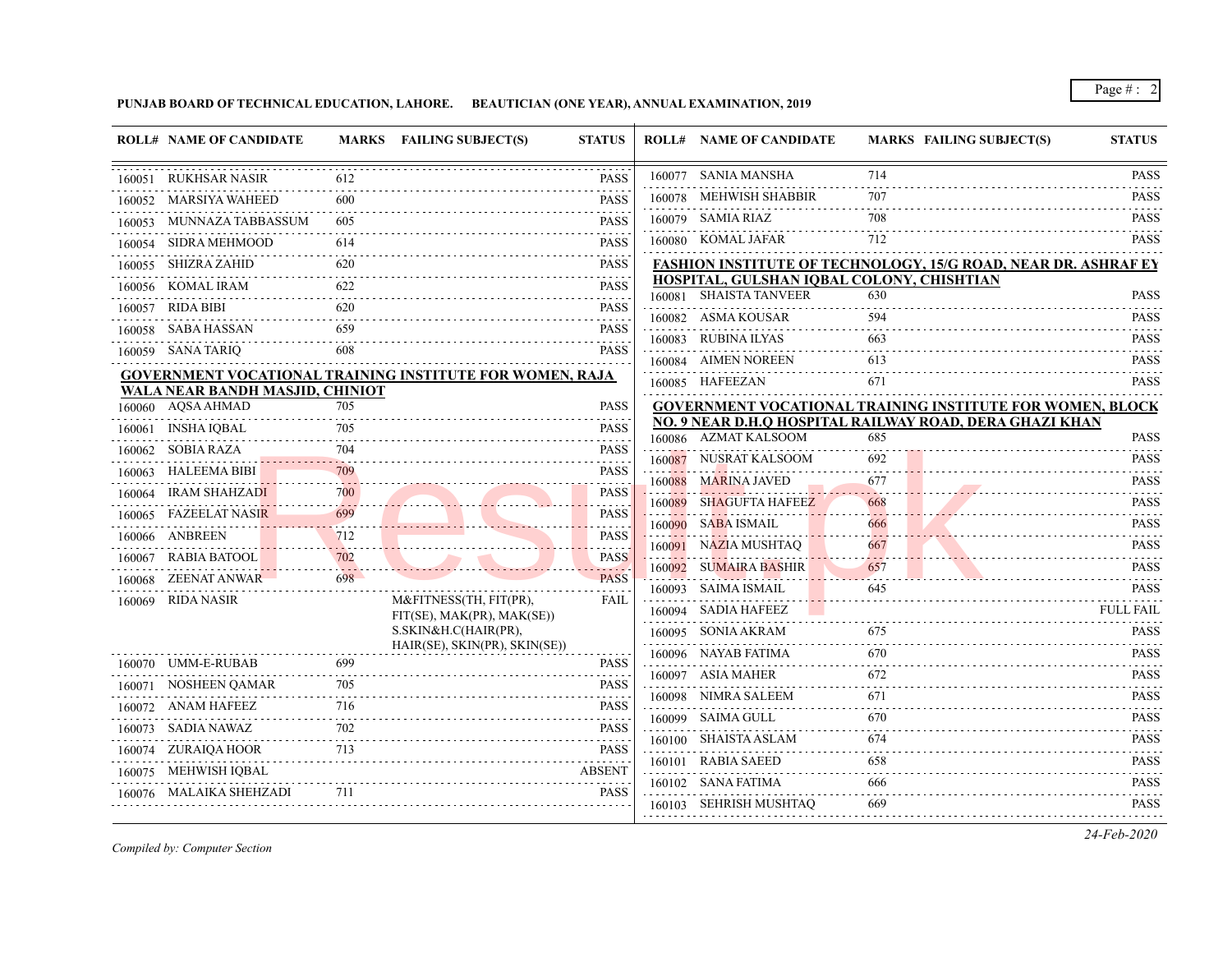**PUNJAB BOARD OF TECHNICAL EDUCATION, LAHORE. BEAUTICIAN (ONE YEAR), ANNUAL EXAMINATION, 2019**

| ROLL# | NAME OF CANDIDATE | MARKS | FAILING SUBJECT(S) | STATUS |
|---|---|---|---|---|
| 160051 | RUKHSAR NASIR | 612 | | PASS |
| 160052 | MARSIYA WAHEED | 600 | | PASS |
| 160053 | MUNNAZA TABBASSUM | 605 | | PASS |
| 160054 | SIDRA MEHMOOD | 614 | | PASS |
| 160055 | SHIZRA ZAHID | 620 | | PASS |
| 160056 | KOMAL IRAM | 622 | | PASS |
| 160057 | RIDA BIBI | 620 | | PASS |
| 160058 | SABA HASSAN | 659 | | PASS |
| 160059 | SANA TARIQ | 608 | | PASS |

**GOVERNMENT VOCATIONAL TRAINING INSTITUTE FOR WOMEN, RAJA WALA NEAR BANDH MASJID, CHINIOT**

| ROLL# | NAME OF CANDIDATE | MARKS | FAILING SUBJECT(S) | STATUS |
|---|---|---|---|---|
| 160060 | AQSA AHMAD | 705 | | PASS |
| 160061 | INSHA IQBAL | 705 | | PASS |
| 160062 | SOBIA RAZA | 704 | | PASS |
| 160063 | HALEEMA BIBI | 709 | | PASS |
| 160064 | IRAM SHAHZADI | 700 | | PASS |
| 160065 | FAZEELAT NASIR | 699 | | PASS |
| 160066 | ANBREEN | 712 | | PASS |
| 160067 | RABIA BATOOL | 702 | | PASS |
| 160068 | ZEENAT ANWAR | 698 | | PASS |
| 160069 | RIDA NASIR | | M&FITNESS(TH, FIT(PR), FIT(SE), MAK(PR), MAK(SE)) S.SKIN&H.C(HAIR(PR), HAIR(SE), SKIN(PR), SKIN(SE)) | FAIL |
| 160070 | UMM-E-RUBAB | 699 | | PASS |
| 160071 | NOSHEEN QAMAR | 705 | | PASS |
| 160072 | ANAM HAFEEZ | 716 | | PASS |
| 160073 | SADIA NAWAZ | 702 | | PASS |
| 160074 | ZURAIQA HOOR | 713 | | PASS |
| 160075 | MEHWISH IQBAL | | | ABSENT |
| 160076 | MALAIKA SHEHZADI | 711 | | PASS |
| 160077 | SANIA MANSHA | 714 | | PASS |
| 160078 | MEHWISH SHABBIR | 707 | | PASS |
| 160079 | SAMIA RIAZ | 708 | | PASS |
| 160080 | KOMAL JAFAR | 712 | | PASS |

**FASHION INSTITUTE OF TECHNOLOGY, 15/G ROAD, NEAR DR. ASHRAF EY HOSPITAL, GULSHAN IQBAL COLONY, CHISHTIAN**

| ROLL# | NAME OF CANDIDATE | MARKS | FAILING SUBJECT(S) | STATUS |
|---|---|---|---|---|
| 160081 | SHAISTA TANVEER | 630 | | PASS |
| 160082 | ASMA KOUSAR | 594 | | PASS |
| 160083 | RUBINA ILYAS | 663 | | PASS |
| 160084 | AIMEN NOREEN | 613 | | PASS |
| 160085 | HAFEEZAN | 671 | | PASS |

**GOVERNMENT VOCATIONAL TRAINING INSTITUTE FOR WOMEN, BLOCK NO. 9 NEAR D.H.Q HOSPITAL RAILWAY ROAD, DERA GHAZI KHAN**

| ROLL# | NAME OF CANDIDATE | MARKS | FAILING SUBJECT(S) | STATUS |
|---|---|---|---|---|
| 160086 | AZMAT KALSOOM | 685 | | PASS |
| 160087 | NUSRAT KALSOOM | 692 | | PASS |
| 160088 | MARINA JAVED | 677 | | PASS |
| 160089 | SHAGUFTA HAFEEZ | 668 | | PASS |
| 160090 | SABA ISMAIL | 666 | | PASS |
| 160091 | NAZIA MUSHTAQ | 667 | | PASS |
| 160092 | SUMAIRA BASHIR | 657 | | PASS |
| 160093 | SAIMA ISMAIL | 645 | | PASS |
| 160094 | SADIA HAFEEZ | | | FULL FAIL |
| 160095 | SONIA AKRAM | 675 | | PASS |
| 160096 | NAYAB FATIMA | 670 | | PASS |
| 160097 | ASIA MAHER | 672 | | PASS |
| 160098 | NIMRA SALEEM | 671 | | PASS |
| 160099 | SAIMA GULL | 670 | | PASS |
| 160100 | SHAISTA ASLAM | 674 | | PASS |
| 160101 | RABIA SAEED | 658 | | PASS |
| 160102 | SANA FATIMA | 666 | | PASS |
| 160103 | SEHRISH MUSHTAQ | 669 | | PASS |

*Compiled by: Computer Section*

*24-Feb-2020*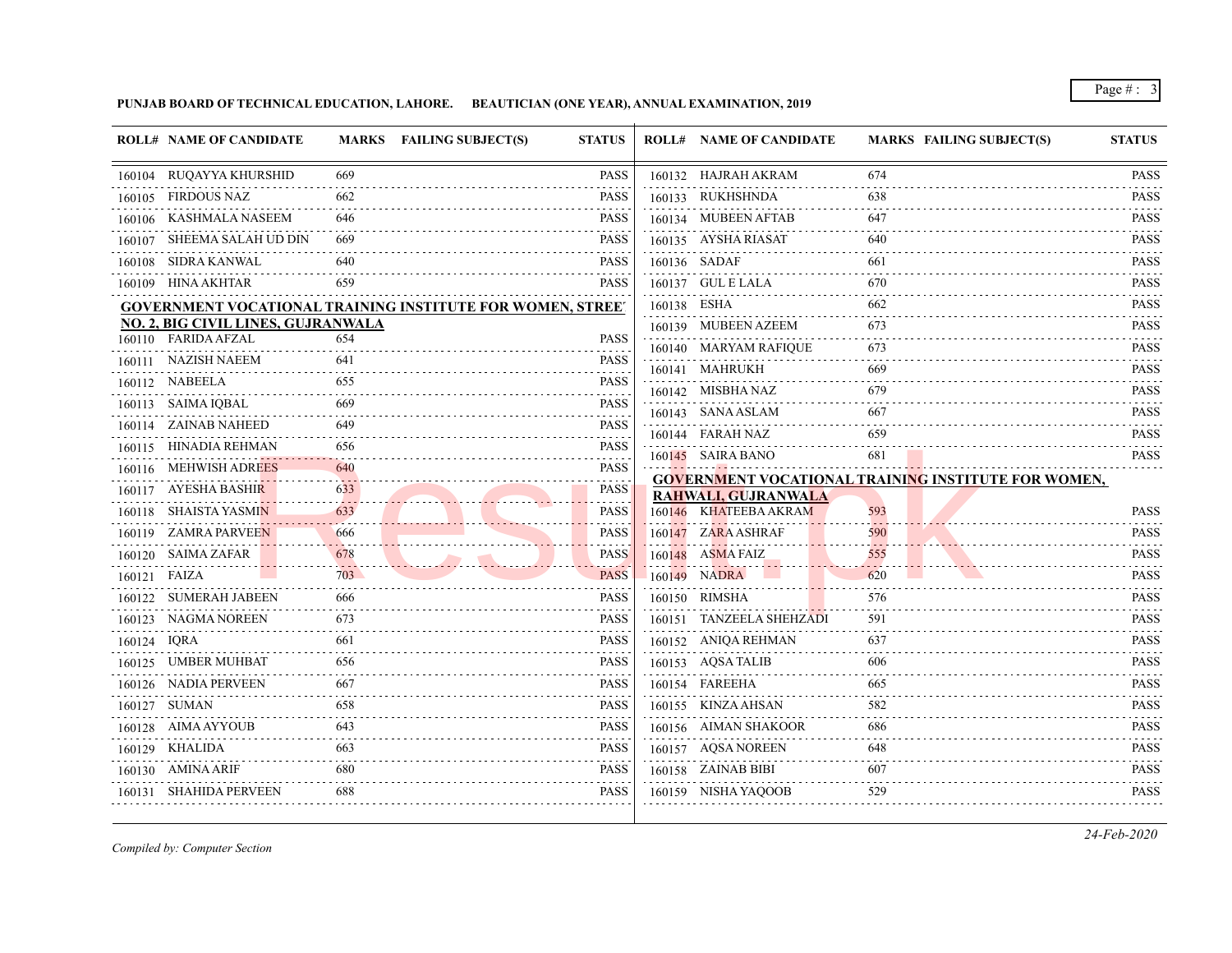**PUNJAB BOARD OF TECHNICAL EDUCATION, LAHORE.     BEAUTICIAN (ONE YEAR), ANNUAL EXAMINATION, 2019**

| ROLL# | NAME OF CANDIDATE | MARKS | FAILING SUBJECT(S) | STATUS |
|---|---|---|---|---|
| 160104 | RUQAYYA KHURSHID | 669 | | PASS |
| 160105 | FIRDOUS NAZ | 662 | | PASS |
| 160106 | KASHMALA NASEEM | 646 | | PASS |
| 160107 | SHEEMA SALAH UD DIN | 669 | | PASS |
| 160108 | SIDRA KANWAL | 640 | | PASS |
| 160109 | HINA AKHTAR | 659 | | PASS |

**GOVERNMENT VOCATIONAL TRAINING INSTITUTE FOR WOMEN, STREET NO. 2, BIG CIVIL LINES, GUJRANWALA**

| ROLL# | NAME OF CANDIDATE | MARKS | FAILING SUBJECT(S) | STATUS |
|---|---|---|---|---|
| 160110 | FARIDA AFZAL | 654 | | PASS |
| 160111 | NAZISH NAEEM | 641 | | PASS |
| 160112 | NABEELA | 655 | | PASS |
| 160113 | SAIMA IQBAL | 669 | | PASS |
| 160114 | ZAINAB NAHEED | 649 | | PASS |
| 160115 | HINADIA REHMAN | 656 | | PASS |
| 160116 | MEHWISH ADREES | 640 | | PASS |
| 160117 | AYESHA BASHIR | 633 | | PASS |
| 160118 | SHAISTA YASMIN | 633 | | PASS |
| 160119 | ZAMRA PARVEEN | 666 | | PASS |
| 160120 | SAIMA ZAFAR | 678 | | PASS |
| 160121 | FAIZA | 703 | | PASS |
| 160122 | SUMERAH JABEEN | 666 | | PASS |
| 160123 | NAGMA NOREEN | 673 | | PASS |
| 160124 | IQRA | 661 | | PASS |
| 160125 | UMBER MUHBAT | 656 | | PASS |
| 160126 | NADIA PERVEEN | 667 | | PASS |
| 160127 | SUMAN | 658 | | PASS |
| 160128 | AIMA AYYOUB | 643 | | PASS |
| 160129 | KHALIDA | 663 | | PASS |
| 160130 | AMINA ARIF | 680 | | PASS |
| 160131 | SHAHIDA PERVEEN | 688 | | PASS |
| 160132 | HAJRAH AKRAM | 674 | | PASS |
| 160133 | RUKHSHNDA | 638 | | PASS |
| 160134 | MUBEEN AFTAB | 647 | | PASS |
| 160135 | AYSHA RIASAT | 640 | | PASS |
| 160136 | SADAF | 661 | | PASS |
| 160137 | GUL E LALA | 670 | | PASS |
| 160138 | ESHA | 662 | | PASS |
| 160139 | MUBEEN AZEEM | 673 | | PASS |
| 160140 | MARYAM RAFIQUE | 673 | | PASS |
| 160141 | MAHRUKH | 669 | | PASS |
| 160142 | MISBHA NAZ | 679 | | PASS |
| 160143 | SANA ASLAM | 667 | | PASS |
| 160144 | FARAH NAZ | 659 | | PASS |
| 160145 | SAIRA BANO | 681 | | PASS |

**GOVERNMENT VOCATIONAL TRAINING INSTITUTE FOR WOMEN, RAHWALI, GUJRANWALA**

| ROLL# | NAME OF CANDIDATE | MARKS | FAILING SUBJECT(S) | STATUS |
|---|---|---|---|---|
| 160146 | KHATEEBA AKRAM | 593 | | PASS |
| 160147 | ZARA ASHRAF | 590 | | PASS |
| 160148 | ASMA FAIZ | 555 | | PASS |
| 160149 | NADRA | 620 | | PASS |
| 160150 | RIMSHA | 576 | | PASS |
| 160151 | TANZEELA SHEHZADI | 591 | | PASS |
| 160152 | ANIQA REHMAN | 637 | | PASS |
| 160153 | AQSA TALIB | 606 | | PASS |
| 160154 | FAREEHA | 665 | | PASS |
| 160155 | KINZA AHSAN | 582 | | PASS |
| 160156 | AIMAN SHAKOOR | 686 | | PASS |
| 160157 | AQSA NOREEN | 648 | | PASS |
| 160158 | ZAINAB BIBI | 607 | | PASS |
| 160159 | NISHA YAQOOB | 529 | | PASS |

*Compiled by: Computer Section*

*24-Feb-2020*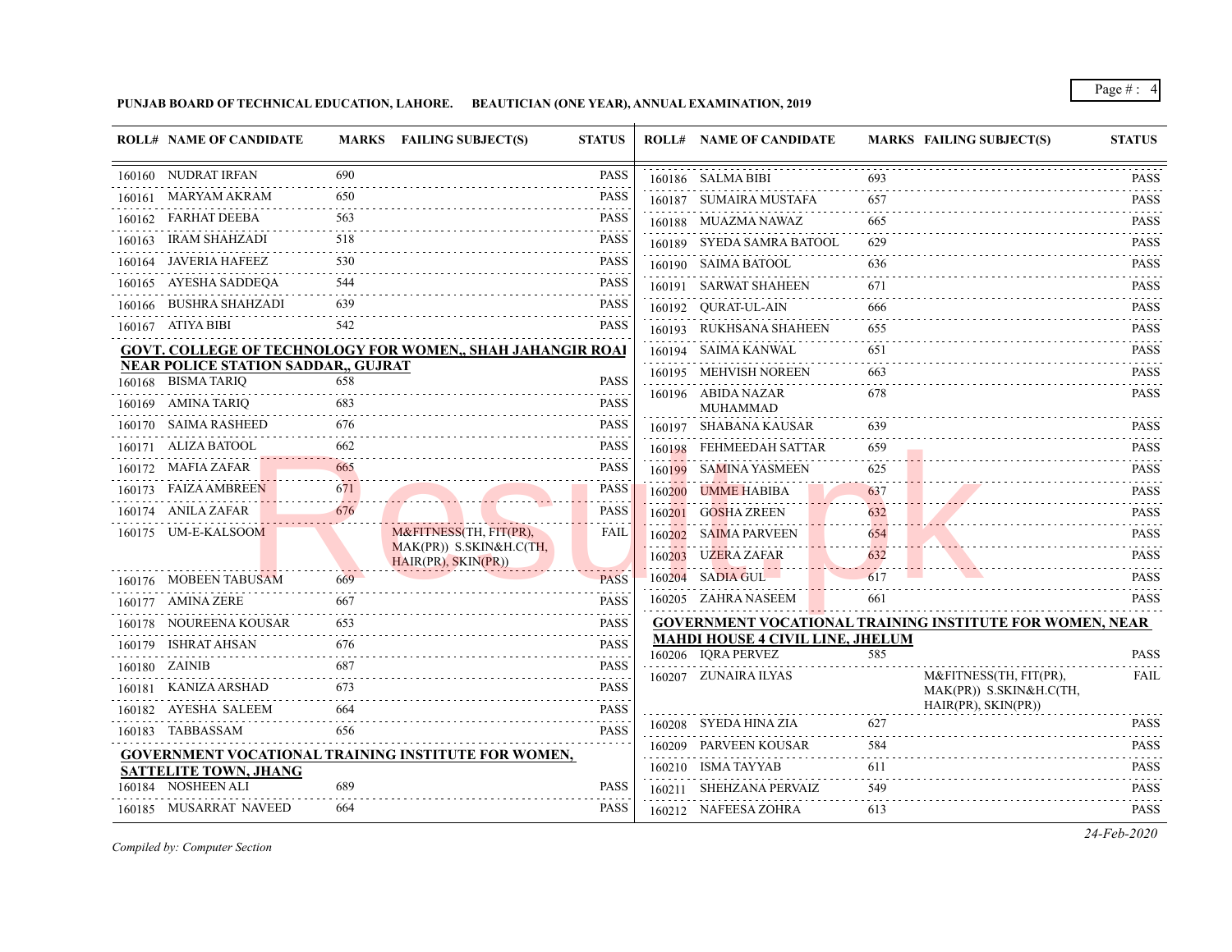**PUNJAB BOARD OF TECHNICAL EDUCATION, LAHORE. BEAUTICIAN (ONE YEAR), ANNUAL EXAMINATION, 2019**

| ROLL# | NAME OF CANDIDATE | MARKS | FAILING SUBJECT(S) | STATUS |
|---|---|---|---|---|
| 160160 | NUDRAT IRFAN | 690 | | PASS |
| 160161 | MARYAM AKRAM | 650 | | PASS |
| 160162 | FARHAT DEEBA | 563 | | PASS |
| 160163 | IRAM SHAHZADI | 518 | | PASS |
| 160164 | JAVERIA HAFEEZ | 530 | | PASS |
| 160165 | AYESHA SADDEQA | 544 | | PASS |
| 160166 | BUSHRA SHAHZADI | 639 | | PASS |
| 160167 | ATIYA BIBI | 542 | | PASS |

**GOVT. COLLEGE OF TECHNOLOGY FOR WOMEN,, SHAH JAHANGIR ROAI NEAR POLICE STATION SADDAR,, GUJRAT**

| ROLL# | NAME OF CANDIDATE | MARKS | FAILING SUBJECT(S) | STATUS |
|---|---|---|---|---|
| 160168 | BISMA TARIQ | 658 | | PASS |
| 160169 | AMINA TARIQ | 683 | | PASS |
| 160170 | SAIMA RASHEED | 676 | | PASS |
| 160171 | ALIZA BATOOL | 662 | | PASS |
| 160172 | MAFIA ZAFAR | 665 | | PASS |
| 160173 | FAIZA AMBREEN | 671 | | PASS |
| 160174 | ANILA ZAFAR | 676 | | PASS |
| 160175 | UM-E-KALSOOM | | M&FITNESS(TH, FIT(PR), MAK(PR)) S.SKIN&H.C(TH, HAIR(PR), SKIN(PR)) | FAIL |
| 160176 | MOBEEN TABUSAM | 669 | | PASS |
| 160177 | AMINA ZERE | 667 | | PASS |
| 160178 | NOUREENA KOUSAR | 653 | | PASS |
| 160179 | ISHRAT AHSAN | 676 | | PASS |
| 160180 | ZAINIB | 687 | | PASS |
| 160181 | KANIZA ARSHAD | 673 | | PASS |
| 160182 | AYESHA SALEEM | 664 | | PASS |
| 160183 | TABBASSAM | 656 | | PASS |

**GOVERNMENT VOCATIONAL TRAINING INSTITUTE FOR WOMEN, SATTELITE TOWN, JHANG**

| ROLL# | NAME OF CANDIDATE | MARKS | FAILING SUBJECT(S) | STATUS |
|---|---|---|---|---|
| 160184 | NOSHEEN ALI | 689 | | PASS |
| 160185 | MUSARRAT NAVEED | 664 | | PASS |
| 160186 | SALMA BIBI | 693 | | PASS |
| 160187 | SUMAIRA MUSTAFA | 657 | | PASS |
| 160188 | MUAZMA NAWAZ | 665 | | PASS |
| 160189 | SYEDA SAMRA BATOOL | 629 | | PASS |
| 160190 | SAIMA BATOOL | 636 | | PASS |
| 160191 | SARWAT SHAHEEN | 671 | | PASS |
| 160192 | QURAT-UL-AIN | 666 | | PASS |
| 160193 | RUKHSANA SHAHEEN | 655 | | PASS |
| 160194 | SAIMA KANWAL | 651 | | PASS |
| 160195 | MEHVISH NOREEN | 663 | | PASS |
| 160196 | ABIDA NAZAR MUHAMMAD | 678 | | PASS |
| 160197 | SHABANA KAUSAR | 639 | | PASS |
| 160198 | FEHMEEDAH SATTAR | 659 | | PASS |
| 160199 | SAMINA YASMEEN | 625 | | PASS |
| 160200 | UMME HABIBA | 637 | | PASS |
| 160201 | GOSHA ZREEN | 632 | | PASS |
| 160202 | SAIMA PARVEEN | 654 | | PASS |
| 160203 | UZERA ZAFAR | 632 | | PASS |
| 160204 | SADIA GUL | 617 | | PASS |
| 160205 | ZAHRA NASEEM | 661 | | PASS |

**GOVERNMENT VOCATIONAL TRAINING INSTITUTE FOR WOMEN, NEAR MAHDI HOUSE 4 CIVIL LINE, JHELUM**

| ROLL# | NAME OF CANDIDATE | MARKS | FAILING SUBJECT(S) | STATUS |
|---|---|---|---|---|
| 160206 | IQRA PERVEZ | 585 | | PASS |
| 160207 | ZUNAIRA ILYAS | | M&FITNESS(TH, FIT(PR), MAK(PR)) S.SKIN&H.C(TH, HAIR(PR), SKIN(PR)) | FAIL |
| 160208 | SYEDA HINA ZIA | 627 | | PASS |
| 160209 | PARVEEN KOUSAR | 584 | | PASS |
| 160210 | ISMA TAYYAB | 611 | | PASS |
| 160211 | SHEHZANA PERVAIZ | 549 | | PASS |
| 160212 | NAFEESA ZOHRA | 613 | | PASS |

*Compiled by: Computer Section*

*24-Feb-2020*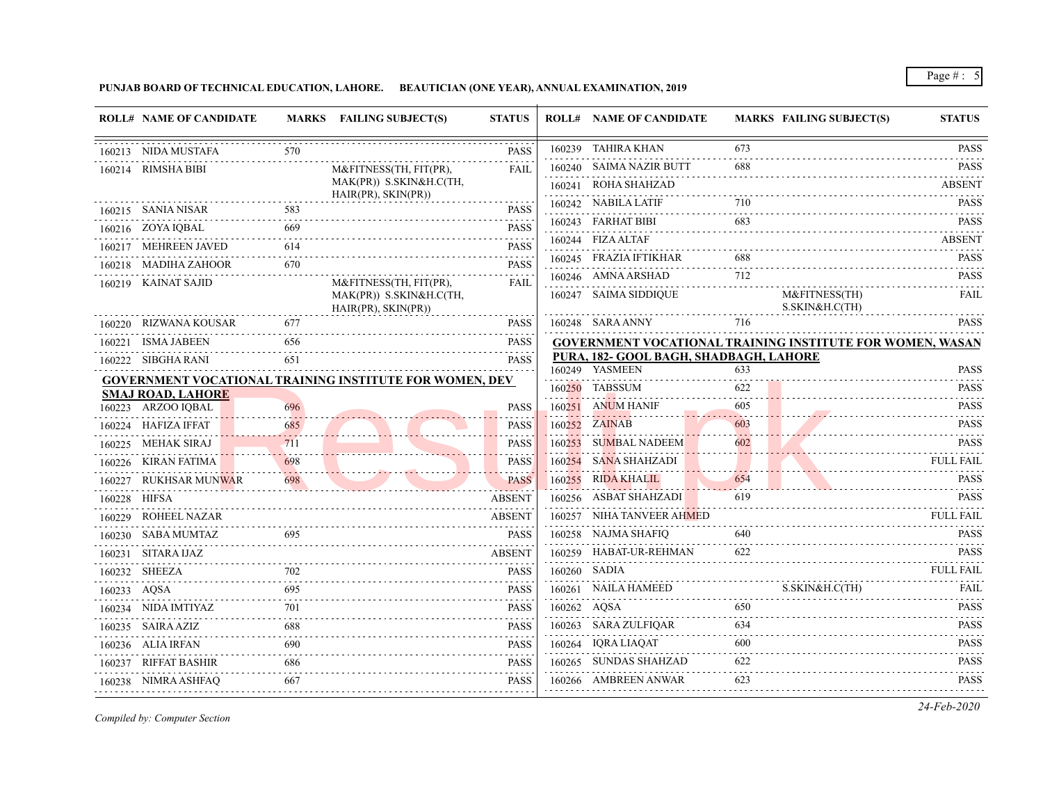**PUNJAB BOARD OF TECHNICAL EDUCATION, LAHORE. BEAUTICIAN (ONE YEAR), ANNUAL EXAMINATION, 2019**

| ROLL# | NAME OF CANDIDATE | MARKS | FAILING SUBJECT(S) | STATUS |
|---|---|---|---|---|
| 160213 | NIDA MUSTAFA | 570 | | PASS |
| 160214 | RIMSHA BIBI | | M&FITNESS(TH, FIT(PR), MAK(PR)) S.SKIN&H.C(TH, HAIR(PR), SKIN(PR)) | FAIL |
| 160215 | SANIA NISAR | 583 | | PASS |
| 160216 | ZOYA IQBAL | 669 | | PASS |
| 160217 | MEHREEN JAVED | 614 | | PASS |
| 160218 | MADIHA ZAHOOR | 670 | | PASS |
| 160219 | KAINAT SAJID | | M&FITNESS(TH, FIT(PR), MAK(PR)) S.SKIN&H.C(TH, HAIR(PR), SKIN(PR)) | FAIL |
| 160220 | RIZWANA KOUSAR | 677 | | PASS |
| 160221 | ISMA JABEEN | 656 | | PASS |
| 160222 | SIBGHA RANI | 651 | | PASS |

**GOVERNMENT VOCATIONAL TRAINING INSTITUTE FOR WOMEN, DEV SMAJ ROAD, LAHORE**

| ROLL# | NAME OF CANDIDATE | MARKS | FAILING SUBJECT(S) | STATUS |
|---|---|---|---|---|
| 160223 | ARZOO IQBAL | 696 | | PASS |
| 160224 | HAFIZA IFFAT | 685 | | PASS |
| 160225 | MEHAK SIRAJ | 711 | | PASS |
| 160226 | KIRAN FATIMA | 698 | | PASS |
| 160227 | RUKHSAR MUNWAR | 698 | | PASS |
| 160228 | HIFSA | | | ABSENT |
| 160229 | ROHEEL NAZAR | | | ABSENT |
| 160230 | SABA MUMTAZ | 695 | | PASS |
| 160231 | SITARA IJAZ | | | ABSENT |
| 160232 | SHEEZA | 702 | | PASS |
| 160233 | AQSA | 695 | | PASS |
| 160234 | NIDA IMTIYAZ | 701 | | PASS |
| 160235 | SAIRA AZIZ | 688 | | PASS |
| 160236 | ALIA IRFAN | 690 | | PASS |
| 160237 | RIFFAT BASHIR | 686 | | PASS |
| 160238 | NIMRA ASHFAQ | 667 | | PASS |
| 160239 | TAHIRA KHAN | 673 | | PASS |
| 160240 | SAIMA NAZIR BUTT | 688 | | PASS |
| 160241 | ROHA SHAHZAD | | | ABSENT |
| 160242 | NABILA LATIF | 710 | | PASS |
| 160243 | FARHAT BIBI | 683 | | PASS |
| 160244 | FIZA ALTAF | | | ABSENT |
| 160245 | FRAZIA IFTIKHAR | 688 | | PASS |
| 160246 | AMNA ARSHAD | 712 | | PASS |
| 160247 | SAIMA SIDDIQUE | | M&FITNESS(TH) S.SKIN&H.C(TH) | FAIL |
| 160248 | SARA ANNY | 716 | | PASS |

**GOVERNMENT VOCATIONAL TRAINING INSTITUTE FOR WOMEN, WASAN PURA, 182- GOOL BAGH, SHADBAGH, LAHORE**

| ROLL# | NAME OF CANDIDATE | MARKS | FAILING SUBJECT(S) | STATUS |
|---|---|---|---|---|
| 160249 | YASMEEN | 633 | | PASS |
| 160250 | TABSSUM | 622 | | PASS |
| 160251 | ANUM HANIF | 605 | | PASS |
| 160252 | ZAINAB | 603 | | PASS |
| 160253 | SUMBAL NADEEM | 602 | | PASS |
| 160254 | SANA SHAHZADI | | | FULL FAIL |
| 160255 | RIDA KHALIL | 654 | | PASS |
| 160256 | ASBAT SHAHZADI | 619 | | PASS |
| 160257 | NIHA TANVEER AHMED | | | FULL FAIL |
| 160258 | NAJMA SHAFIQ | 640 | | PASS |
| 160259 | HABAT-UR-REHMAN | 622 | | PASS |
| 160260 | SADIA | | | FULL FAIL |
| 160261 | NAILA HAMEED | | S.SKIN&H.C(TH) | FAIL |
| 160262 | AQSA | 650 | | PASS |
| 160263 | SARA ZULFIQAR | 634 | | PASS |
| 160264 | IQRA LIAQAT | 600 | | PASS |
| 160265 | SUNDAS SHAHZAD | 622 | | PASS |
| 160266 | AMBREEN ANWAR | 623 | | PASS |

*Compiled by: Computer Section*

*24-Feb-2020*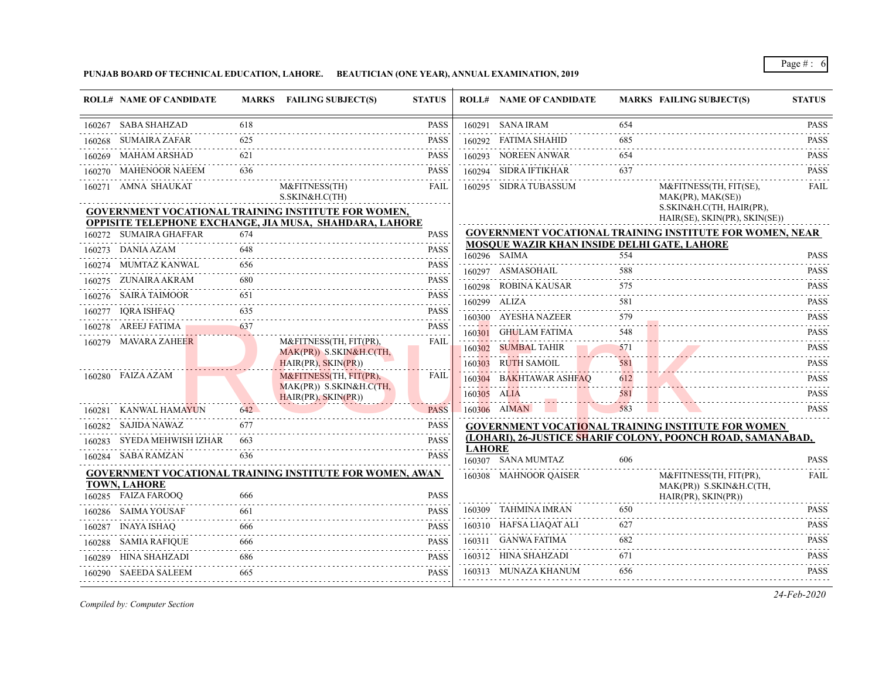**PUNJAB BOARD OF TECHNICAL EDUCATION, LAHORE. BEAUTICIAN (ONE YEAR), ANNUAL EXAMINATION, 2019**

| ROLL# | NAME OF CANDIDATE | MARKS | FAILING SUBJECT(S) | STATUS |
|---|---|---|---|---|
| 160267 | SABA SHAHZAD | 618 | | PASS |
| 160268 | SUMAIRA ZAFAR | 625 | | PASS |
| 160269 | MAHAM ARSHAD | 621 | | PASS |
| 160270 | MAHENOOR NAEEM | 636 | | PASS |
| 160271 | AMNA SHAUKAT | | M&FITNESS(TH) S.SKIN&H.C(TH) | FAIL |

**GOVERNMENT VOCATIONAL TRAINING INSTITUTE FOR WOMEN, OPPISITE TELEPHONE EXCHANGE, JIA MUSA, SHAHDARA, LAHORE**

| ROLL# | NAME OF CANDIDATE | MARKS | FAILING SUBJECT(S) | STATUS |
|---|---|---|---|---|
| 160272 | SUMAIRA GHAFFAR | 674 | | PASS |
| 160273 | DANIA AZAM | 648 | | PASS |
| 160274 | MUMTAZ KANWAL | 656 | | PASS |
| 160275 | ZUNAIRA AKRAM | 680 | | PASS |
| 160276 | SAIRA TAIMOOR | 651 | | PASS |
| 160277 | IQRA ISHFAQ | 635 | | PASS |
| 160278 | AREEJ FATIMA | 637 | | PASS |
| 160279 | MAVARA ZAHEER | | M&FITNESS(TH, FIT(PR), MAK(PR)) S.SKIN&H.C(TH, HAIR(PR), SKIN(PR)) | FAIL |
| 160280 | FAIZA AZAM | | M&FITNESS(TH, FIT(PR), MAK(PR)) S.SKIN&H.C(TH, HAIR(PR), SKIN(PR)) | FAIL |
| 160281 | KANWAL HAMAYUN | 642 | | PASS |
| 160282 | SAJIDA NAWAZ | 677 | | PASS |
| 160283 | SYEDA MEHWISH IZHAR | 663 | | PASS |
| 160284 | SABA RAMZAN | 636 | | PASS |

**GOVERNMENT VOCATIONAL TRAINING INSTITUTE FOR WOMEN, AWAN TOWN, LAHORE**

| ROLL# | NAME OF CANDIDATE | MARKS | FAILING SUBJECT(S) | STATUS |
|---|---|---|---|---|
| 160285 | FAIZA FAROOQ | 666 | | PASS |
| 160286 | SAIMA YOUSAF | 661 | | PASS |
| 160287 | INAYA ISHAQ | 666 | | PASS |
| 160288 | SAMIA RAFIQUE | 666 | | PASS |
| 160289 | HINA SHAHZADI | 686 | | PASS |
| 160290 | SAEEDA SALEEM | 665 | | PASS |
| 160291 | SANA IRAM | 654 | | PASS |
| 160292 | FATIMA SHAHID | 685 | | PASS |
| 160293 | NOREEN ANWAR | 654 | | PASS |
| 160294 | SIDRA IFTIKHAR | 637 | | PASS |
| 160295 | SIDRA TUBASSUM | | M&FITNESS(TH, FIT(SE), MAK(PR), MAK(SE)) S.SKIN&H.C(TH, HAIR(PR), HAIR(SE), SKIN(PR), SKIN(SE)) | FAIL |

**GOVERNMENT VOCATIONAL TRAINING INSTITUTE FOR WOMEN, NEAR MOSQUE WAZIR KHAN INSIDE DELHI GATE, LAHORE**

| ROLL# | NAME OF CANDIDATE | MARKS | FAILING SUBJECT(S) | STATUS |
|---|---|---|---|---|
| 160296 | SAIMA | 554 | | PASS |
| 160297 | ASMASOHAIL | 588 | | PASS |
| 160298 | ROBINA KAUSAR | 575 | | PASS |
| 160299 | ALIZA | 581 | | PASS |
| 160300 | AYESHA NAZEER | 579 | | PASS |
| 160301 | GHULAM FATIMA | 548 | | PASS |
| 160302 | SUMBAL TAHIR | 571 | | PASS |
| 160303 | RUTH SAMOIL | 581 | | PASS |
| 160304 | BAKHTAWAR ASHFAQ | 612 | | PASS |
| 160305 | ALIA | 581 | | PASS |
| 160306 | AIMAN | 583 | | PASS |

**GOVERNMENT VOCATIONAL TRAINING INSTITUTE FOR WOMEN (LOHARI), 26-JUSTICE SHARIF COLONY, POONCH ROAD, SAMANABAD, LAHORE**

| ROLL# | NAME OF CANDIDATE | MARKS | FAILING SUBJECT(S) | STATUS |
|---|---|---|---|---|
| 160307 | SANA MUMTAZ | 606 | | PASS |
| 160308 | MAHNOOR QAISER | | M&FITNESS(TH, FIT(PR), MAK(PR)) S.SKIN&H.C(TH, HAIR(PR), SKIN(PR)) | FAIL |
| 160309 | TAHMINA IMRAN | 650 | | PASS |
| 160310 | HAFSA LIAQAT ALI | 627 | | PASS |
| 160311 | GANWA FATIMA | 682 | | PASS |
| 160312 | HINA SHAHZADI | 671 | | PASS |
| 160313 | MUNAZA KHANUM | 656 | | PASS |

*Compiled by: Computer Section*

*24-Feb-2020*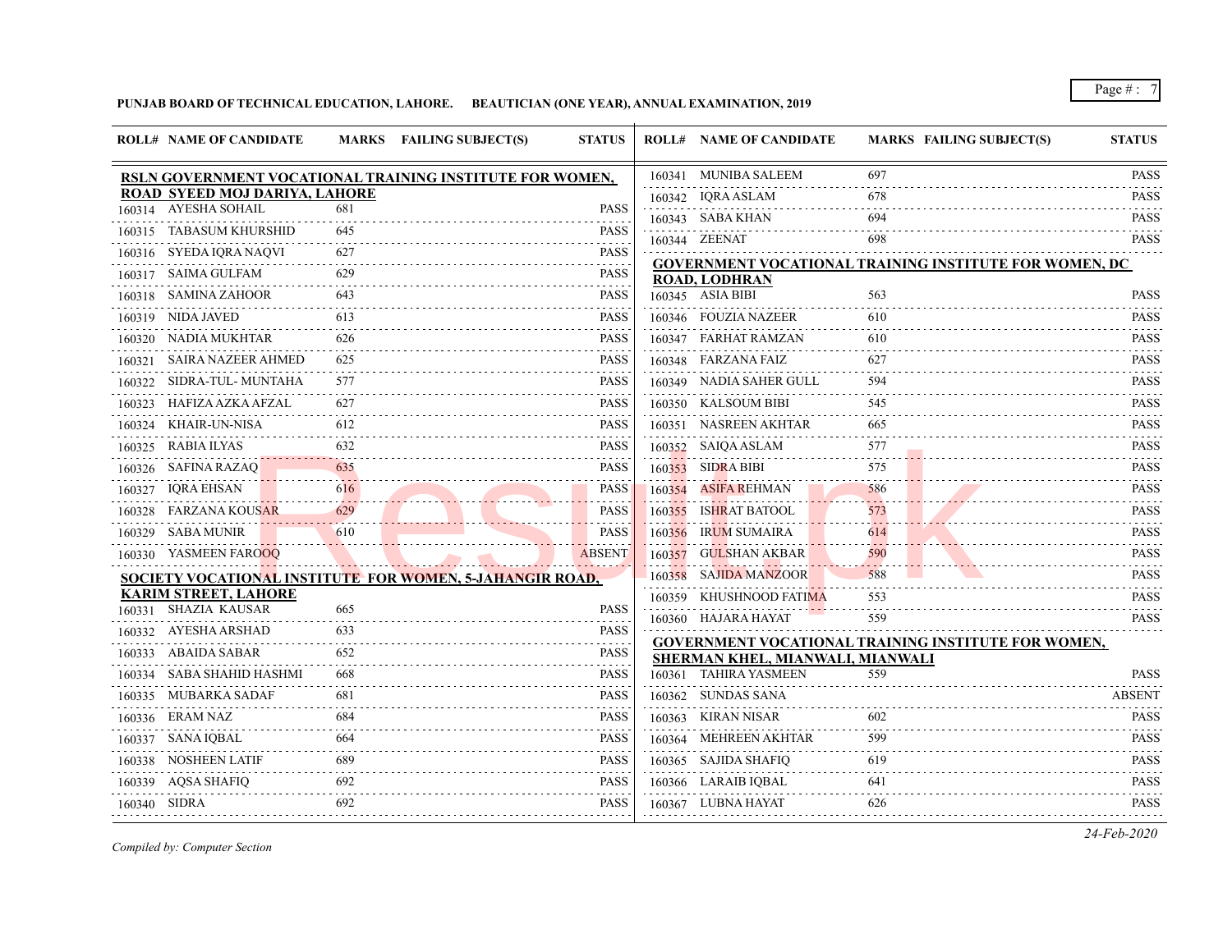**PUNJAB BOARD OF TECHNICAL EDUCATION, LAHORE. BEAUTICIAN (ONE YEAR), ANNUAL EXAMINATION, 2019**

| ROLL# | NAME OF CANDIDATE | MARKS | FAILING SUBJECT(S) | STATUS |
|---|---|---|---|---|
| **RSLN GOVERNMENT VOCATIONAL TRAINING INSTITUTE FOR WOMEN, ROAD SYEED MOJ DARIYA, LAHORE** | | | | |
| 160314 | AYESHA SOHAIL | 681 | | PASS |
| 160315 | TABASUM KHURSHID | 645 | | PASS |
| 160316 | SYEDA IQRA NAQVI | 627 | | PASS |
| 160317 | SAIMA GULFAM | 629 | | PASS |
| 160318 | SAMINA ZAHOOR | 643 | | PASS |
| 160319 | NIDA JAVED | 613 | | PASS |
| 160320 | NADIA MUKHTAR | 626 | | PASS |
| 160321 | SAIRA NAZEER AHMED | 625 | | PASS |
| 160322 | SIDRA-TUL- MUNTAHA | 577 | | PASS |
| 160323 | HAFIZA AZKA AFZAL | 627 | | PASS |
| 160324 | KHAIR-UN-NISA | 612 | | PASS |
| 160325 | RABIA ILYAS | 632 | | PASS |
| 160326 | SAFINA RAZAQ | 635 | | PASS |
| 160327 | IQRA EHSAN | 616 | | PASS |
| 160328 | FARZANA KOUSAR | 629 | | PASS |
| 160329 | SABA MUNIR | 610 | | PASS |
| 160330 | YASMEEN FAROOQ | | | ABSENT |
| **SOCIETY VOCATIONAL INSTITUTE FOR WOMEN, 5-JAHANGIR ROAD, KARIM STREET, LAHORE** | | | | |
| 160331 | SHAZIA KAUSAR | 665 | | PASS |
| 160332 | AYESHA ARSHAD | 633 | | PASS |
| 160333 | ABAIDA SABAR | 652 | | PASS |
| 160334 | SABA SHAHID HASHMI | 668 | | PASS |
| 160335 | MUBARKA SADAF | 681 | | PASS |
| 160336 | ERAM NAZ | 684 | | PASS |
| 160337 | SANA IQBAL | 664 | | PASS |
| 160338 | NOSHEEN LATIF | 689 | | PASS |
| 160339 | AQSA SHAFIQ | 692 | | PASS |
| 160340 | SIDRA | 692 | | PASS |
| 160341 | MUNIBA SALEEM | 697 | | PASS |
| 160342 | IQRA ASLAM | 678 | | PASS |
| 160343 | SABA KHAN | 694 | | PASS |
| 160344 | ZEENAT | 698 | | PASS |
| **GOVERNMENT VOCATIONAL TRAINING INSTITUTE FOR WOMEN, DC ROAD, LODHRAN** | | | | |
| 160345 | ASIA BIBI | 563 | | PASS |
| 160346 | FOUZIA NAZEER | 610 | | PASS |
| 160347 | FARHAT RAMZAN | 610 | | PASS |
| 160348 | FARZANA FAIZ | 627 | | PASS |
| 160349 | NADIA SAHER GULL | 594 | | PASS |
| 160350 | KALSOUM BIBI | 545 | | PASS |
| 160351 | NASREEN AKHTAR | 665 | | PASS |
| 160352 | SAIQA ASLAM | 577 | | PASS |
| 160353 | SIDRA BIBI | 575 | | PASS |
| 160354 | ASIFA REHMAN | 586 | | PASS |
| 160355 | ISHRAT BATOOL | 573 | | PASS |
| 160356 | IRUM SUMAIRA | 614 | | PASS |
| 160357 | GULSHAN AKBAR | 590 | | PASS |
| 160358 | SAJIDA MANZOOR | 588 | | PASS |
| 160359 | KHUSHNOOD FATIMA | 553 | | PASS |
| 160360 | HAJARA HAYAT | 559 | | PASS |
| **GOVERNMENT VOCATIONAL TRAINING INSTITUTE FOR WOMEN, SHERMAN KHEL, MIANWALI, MIANWALI** | | | | |
| 160361 | TAHIRA YASMEEN | 559 | | PASS |
| 160362 | SUNDAS SANA | | | ABSENT |
| 160363 | KIRAN NISAR | 602 | | PASS |
| 160364 | MEHREEN AKHTAR | 599 | | PASS |
| 160365 | SAJIDA SHAFIQ | 619 | | PASS |
| 160366 | LARAIB IQBAL | 641 | | PASS |
| 160367 | LUBNA HAYAT | 626 | | PASS |

*Compiled by: Computer Section*

*24-Feb-2020*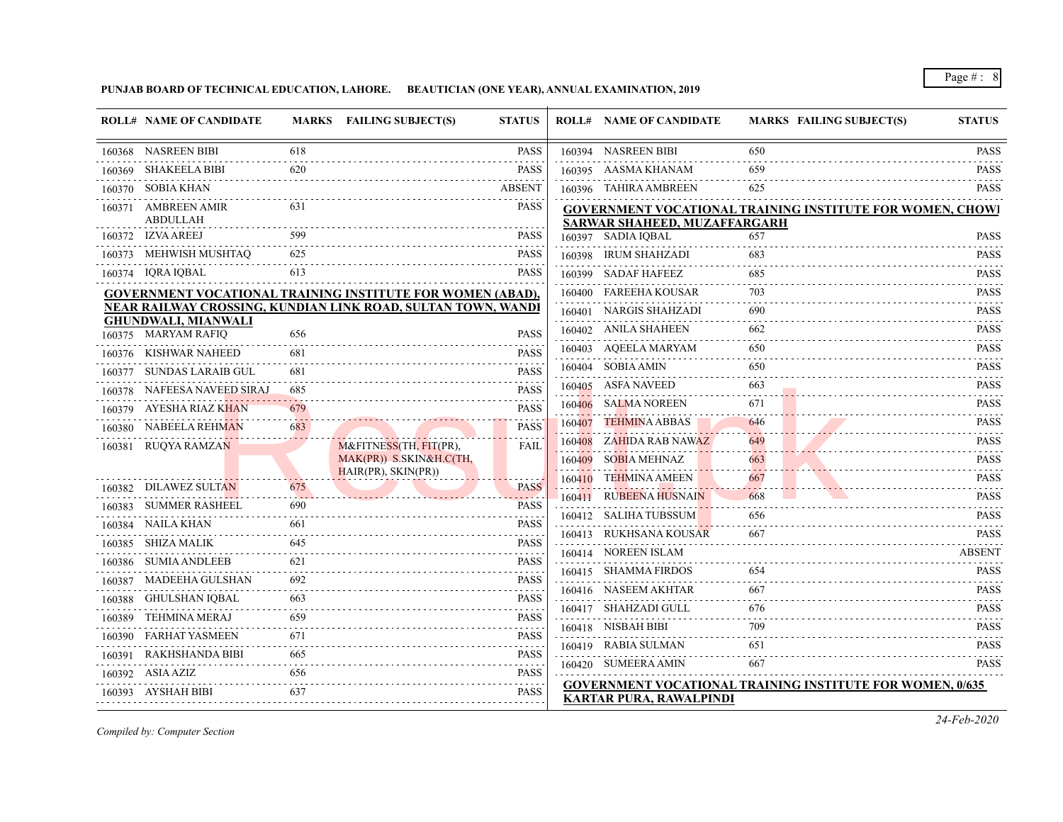**PUNJAB BOARD OF TECHNICAL EDUCATION, LAHORE. BEAUTICIAN (ONE YEAR), ANNUAL EXAMINATION, 2019**

| ROLL# | NAME OF CANDIDATE | MARKS | FAILING SUBJECT(S) | STATUS |
|---|---|---|---|---|
| 160368 | NASREEN BIBI | 618 | | PASS |
| 160369 | SHAKEELA BIBI | 620 | | PASS |
| 160370 | SOBIA KHAN | | | ABSENT |
| 160371 | AMBREEN AMIR ABDULLAH | 631 | | PASS |
| 160372 | IZVA AREEJ | 599 | | PASS |
| 160373 | MEHWISH MUSHTAQ | 625 | | PASS |
| 160374 | IQRA IQBAL | 613 | | PASS |

**GOVERNMENT VOCATIONAL TRAINING INSTITUTE FOR WOMEN (ABAD), NEAR RAILWAY CROSSING, KUNDIAN LINK ROAD, SULTAN TOWN, WANDI GHUNDWALI, MIANWALI**

| ROLL# | NAME OF CANDIDATE | MARKS | FAILING SUBJECT(S) | STATUS |
|---|---|---|---|---|
| 160375 | MARYAM RAFIQ | 656 | | PASS |
| 160376 | KISHWAR NAHEED | 681 | | PASS |
| 160377 | SUNDAS LARAIB GUL | 681 | | PASS |
| 160378 | NAFEESA NAVEED SIRAJ | 685 | | PASS |
| 160379 | AYESHA RIAZ KHAN | 679 | | PASS |
| 160380 | NABEELA REHMAN | 683 | | PASS |
| 160381 | RUQYA RAMZAN | | M&FITNESS(TH, FIT(PR), MAK(PR)) S.SKIN&H.C(TH, HAIR(PR), SKIN(PR)) | FAIL |
| 160382 | DILAWEZ SULTAN | 675 | | PASS |
| 160383 | SUMMER RASHEEL | 690 | | PASS |
| 160384 | NAILA KHAN | 661 | | PASS |
| 160385 | SHIZA MALIK | 645 | | PASS |
| 160386 | SUMIA ANDLEEB | 621 | | PASS |
| 160387 | MADEEHA GULSHAN | 692 | | PASS |
| 160388 | GHULSHAN IQBAL | 663 | | PASS |
| 160389 | TEHMINA MERAJ | 659 | | PASS |
| 160390 | FARHAT YASMEEN | 671 | | PASS |
| 160391 | RAKHSHANDA BIBI | 665 | | PASS |
| 160392 | ASIA AZIZ | 656 | | PASS |
| 160393 | AYSHAH BIBI | 637 | | PASS |
| 160394 | NASREEN BIBI | 650 | | PASS |
| 160395 | AASMA KHANAM | 659 | | PASS |
| 160396 | TAHIRA AMBREEN | 625 | | PASS |

**GOVERNMENT VOCATIONAL TRAINING INSTITUTE FOR WOMEN, CHOWK SARWAR SHAHEED, MUZAFFARGARH**

| ROLL# | NAME OF CANDIDATE | MARKS | FAILING SUBJECT(S) | STATUS |
|---|---|---|---|---|
| 160397 | SADIA IQBAL | 657 | | PASS |
| 160398 | IRUM SHAHZADI | 683 | | PASS |
| 160399 | SADAF HAFEEZ | 685 | | PASS |
| 160400 | FAREEHA KOUSAR | 703 | | PASS |
| 160401 | NARGIS SHAHZADI | 690 | | PASS |
| 160402 | ANILA SHAHEEN | 662 | | PASS |
| 160403 | AQEELA MARYAM | 650 | | PASS |
| 160404 | SOBIA AMIN | 650 | | PASS |
| 160405 | ASFA NAVEED | 663 | | PASS |
| 160406 | SALMA NOREEN | 671 | | PASS |
| 160407 | TEHMINA ABBAS | 646 | | PASS |
| 160408 | ZAHIDA RAB NAWAZ | 649 | | PASS |
| 160409 | SOBIA MEHNAZ | 663 | | PASS |
| 160410 | TEHMINA AMEEN | 667 | | PASS |
| 160411 | RUBEENA HUSNAIN | 668 | | PASS |
| 160412 | SALIHA TUBSSUM | 656 | | PASS |
| 160413 | RUKHSANA KOUSAR | 667 | | PASS |
| 160414 | NOREEN ISLAM | | | ABSENT |
| 160415 | SHAMMA FIRDOS | 654 | | PASS |
| 160416 | NASEEM AKHTAR | 667 | | PASS |
| 160417 | SHAHZADI GULL | 676 | | PASS |
| 160418 | NISBAH BIBI | 709 | | PASS |
| 160419 | RABIA SULMAN | 651 | | PASS |
| 160420 | SUMEERA AMIN | 667 | | PASS |

**GOVERNMENT VOCATIONAL TRAINING INSTITUTE FOR WOMEN, 0/635 KARTAR PURA, RAWALPINDI**

*Compiled by: Computer Section*

*24-Feb-2020*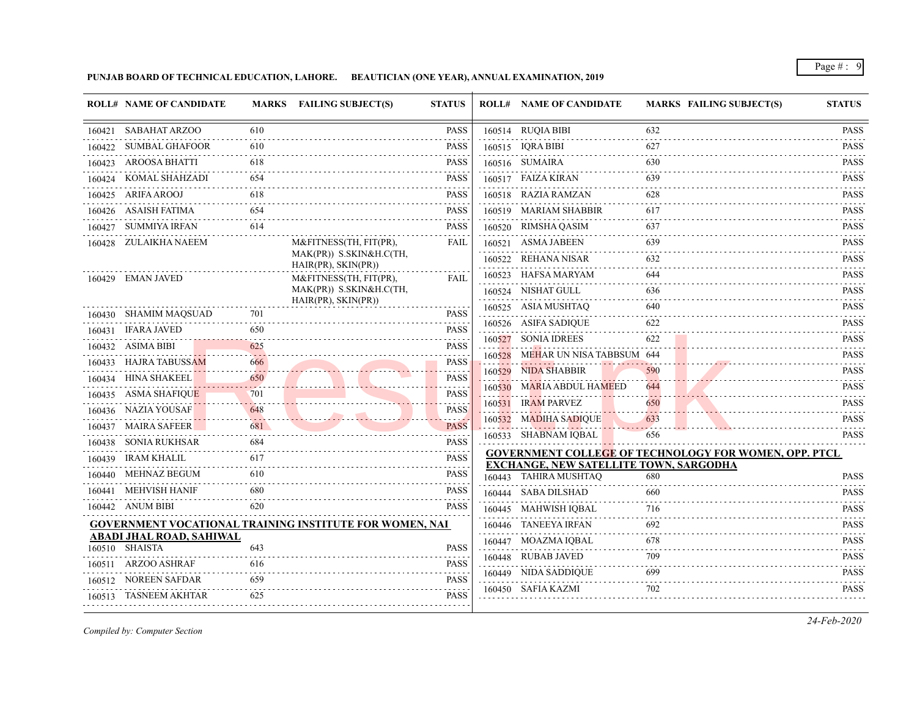**PUNJAB BOARD OF TECHNICAL EDUCATION, LAHORE. BEAUTICIAN (ONE YEAR), ANNUAL EXAMINATION, 2019**

| ROLL# | NAME OF CANDIDATE | MARKS | FAILING SUBJECT(S) | STATUS |
|---|---|---|---|---|
| 160421 | SABAHAT ARZOO | 610 | | PASS |
| 160422 | SUMBAL GHAFOOR | 610 | | PASS |
| 160423 | AROOSA BHATTI | 618 | | PASS |
| 160424 | KOMAL SHAHZADI | 654 | | PASS |
| 160425 | ARIFA AROOJ | 618 | | PASS |
| 160426 | ASAISH FATIMA | 654 | | PASS |
| 160427 | SUMMIYA IRFAN | 614 | | PASS |
| 160428 | ZULAIKHA NAEEM | | M&FITNESS(TH, FIT(PR), MAK(PR)) S.SKIN&H.C(TH, HAIR(PR), SKIN(PR)) | FAIL |
| 160429 | EMAN JAVED | | M&FITNESS(TH, FIT(PR), MAK(PR)) S.SKIN&H.C(TH, HAIR(PR), SKIN(PR)) | FAIL |
| 160430 | SHAMIM MAQSUAD | 701 | | PASS |
| 160431 | IFARA JAVED | 650 | | PASS |
| 160432 | ASIMA BIBI | 625 | | PASS |
| 160433 | HAJRA TABUSSAM | 666 | | PASS |
| 160434 | HINA SHAKEEL | 650 | | PASS |
| 160435 | ASMA SHAFIQUE | 701 | | PASS |
| 160436 | NAZIA YOUSAF | 648 | | PASS |
| 160437 | MAIRA SAFEER | 681 | | PASS |
| 160438 | SONIA RUKHSAR | 684 | | PASS |
| 160439 | IRAM KHALIL | 617 | | PASS |
| 160440 | MEHNAZ BEGUM | 610 | | PASS |
| 160441 | MEHVISH HANIF | 680 | | PASS |
| 160442 | ANUM BIBI | 620 | | PASS |

**GOVERNMENT VOCATIONAL TRAINING INSTITUTE FOR WOMEN, NAI ABADI JHAL ROAD, SAHIWAL**

| ROLL# | NAME OF CANDIDATE | MARKS | FAILING SUBJECT(S) | STATUS |
|---|---|---|---|---|
| 160510 | SHAISTA | 643 | | PASS |
| 160511 | ARZOO ASHRAF | 616 | | PASS |
| 160512 | NOREEN SAFDAR | 659 | | PASS |
| 160513 | TASNEEM AKHTAR | 625 | | PASS |
| 160514 | RUQIA BIBI | 632 | | PASS |
| 160515 | IQRA BIBI | 627 | | PASS |
| 160516 | SUMAIRA | 630 | | PASS |
| 160517 | FAIZA KIRAN | 639 | | PASS |
| 160518 | RAZIA RAMZAN | 628 | | PASS |
| 160519 | MARIAM SHABBIR | 617 | | PASS |
| 160520 | RIMSHA QASIM | 637 | | PASS |
| 160521 | ASMA JABEEN | 639 | | PASS |
| 160522 | REHANA NISAR | 632 | | PASS |
| 160523 | HAFSA MARYAM | 644 | | PASS |
| 160524 | NISHAT GULL | 636 | | PASS |
| 160525 | ASIA MUSHTAQ | 640 | | PASS |
| 160526 | ASIFA SADIQUE | 622 | | PASS |
| 160527 | SONIA IDREES | 622 | | PASS |
| 160528 | MEHAR UN NISA TABBSUM | 644 | | PASS |
| 160529 | NIDA SHABBIR | 590 | | PASS |
| 160530 | MARIA ABDUL HAMEED | 644 | | PASS |
| 160531 | IRAM PARVEZ | 650 | | PASS |
| 160532 | MADIHA SADIQUE | 633 | | PASS |
| 160533 | SHABNAM IQBAL | 656 | | PASS |

**GOVERNMENT COLLEGE OF TECHNOLOGY FOR WOMEN, OPP. PTCL EXCHANGE, NEW SATELLITE TOWN, SARGODHA**

| ROLL# | NAME OF CANDIDATE | MARKS | FAILING SUBJECT(S) | STATUS |
|---|---|---|---|---|
| 160443 | TAHIRA MUSHTAQ | 680 | | PASS |
| 160444 | SABA DILSHAD | 660 | | PASS |
| 160445 | MAHWISH IQBAL | 716 | | PASS |
| 160446 | TANEEYA IRFAN | 692 | | PASS |
| 160447 | MOAZMA IQBAL | 678 | | PASS |
| 160448 | RUBAB JAVED | 709 | | PASS |
| 160449 | NIDA SADDIQUE | 699 | | PASS |
| 160450 | SAFIA KAZMI | 702 | | PASS |

*Compiled by: Computer Section*

*24-Feb-2020*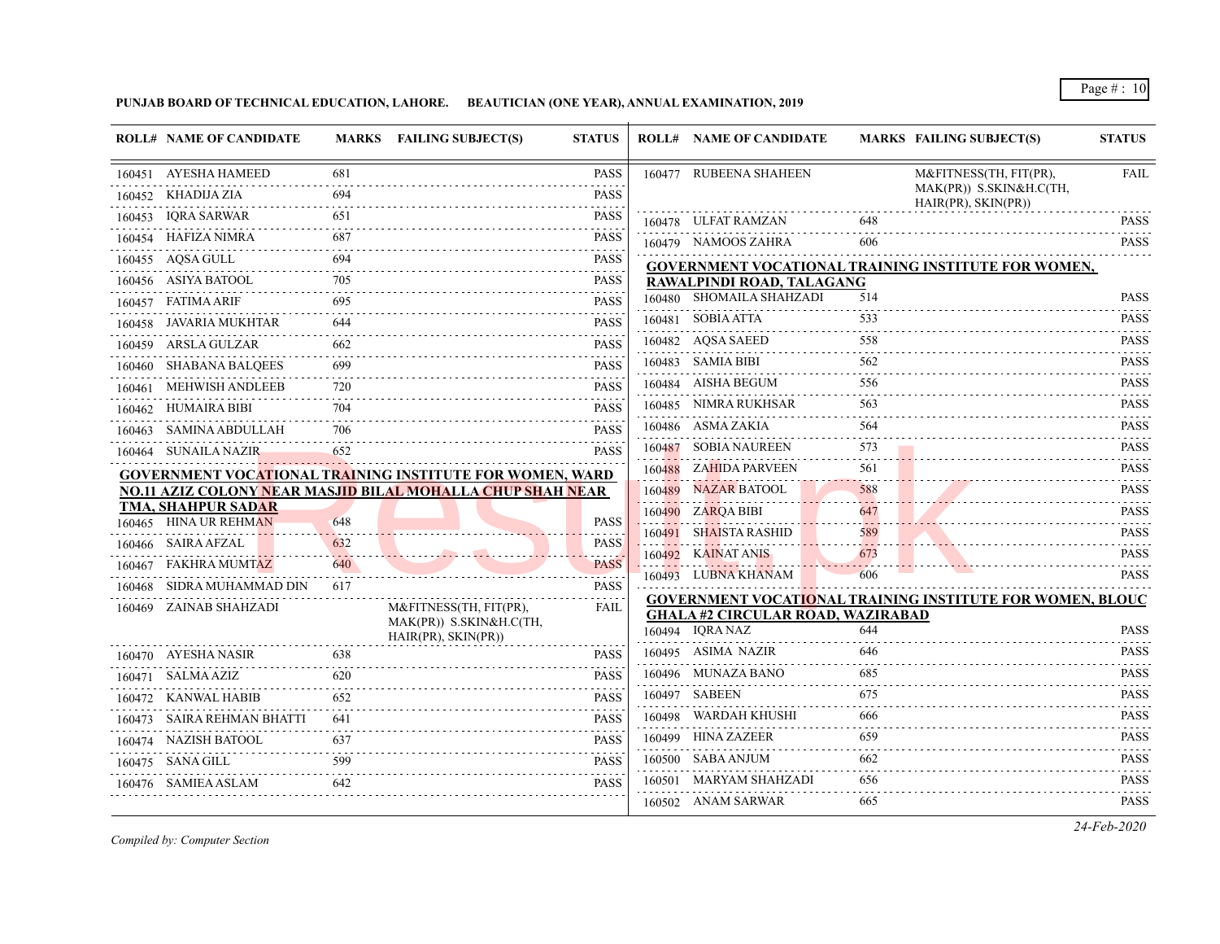PUNJAB BOARD OF TECHNICAL EDUCATION, LAHORE. BEAUTICIAN (ONE YEAR), ANNUAL EXAMINATION, 2019

| ROLL# | NAME OF CANDIDATE | MARKS | FAILING SUBJECT(S) | STATUS |
|---|---|---|---|---|
| 160451 | AYESHA HAMEED | 681 | | PASS |
| 160452 | KHADIJA ZIA | 694 | | PASS |
| 160453 | IQRA SARWAR | 651 | | PASS |
| 160454 | HAFIZA NIMRA | 687 | | PASS |
| 160455 | AQSA GULL | 694 | | PASS |
| 160456 | ASIYA BATOOL | 705 | | PASS |
| 160457 | FATIMA ARIF | 695 | | PASS |
| 160458 | JAVARIA MUKHTAR | 644 | | PASS |
| 160459 | ARSLA GULZAR | 662 | | PASS |
| 160460 | SHABANA BALQEES | 699 | | PASS |
| 160461 | MEHWISH ANDLEEB | 720 | | PASS |
| 160462 | HUMAIRA BIBI | 704 | | PASS |
| 160463 | SAMINA ABDULLAH | 706 | | PASS |
| 160464 | SUNAILA NAZIR | 652 | | PASS |

**GOVERNMENT VOCATIONAL TRAINING INSTITUTE FOR WOMEN, WARD NO.11 AZIZ COLONY NEAR MASJID BILAL MOHALLA CHUP SHAH NEAR TMA, SHAHPUR SADAR**

| ROLL# | NAME OF CANDIDATE | MARKS | FAILING SUBJECT(S) | STATUS |
|---|---|---|---|---|
| 160465 | HINA UR REHMAN | 648 | | PASS |
| 160466 | SAIRA AFZAL | 632 | | PASS |
| 160467 | FAKHRA MUMTAZ | 640 | | PASS |
| 160468 | SIDRA MUHAMMAD DIN | 617 | | PASS |
| 160469 | ZAINAB SHAHZADI | | M&FITNESS(TH, FIT(PR), MAK(PR)) S.SKIN&H.C(TH, HAIR(PR), SKIN(PR)) | FAIL |
| 160470 | AYESHA NASIR | 638 | | PASS |
| 160471 | SALMA AZIZ | 620 | | PASS |
| 160472 | KANWAL HABIB | 652 | | PASS |
| 160473 | SAIRA REHMAN BHATTI | 641 | | PASS |
| 160474 | NAZISH BATOOL | 637 | | PASS |
| 160475 | SANA GILL | 599 | | PASS |
| 160476 | SAMIEA ASLAM | 642 | | PASS |
| 160477 | RUBEENA SHAHEEN | | M&FITNESS(TH, FIT(PR), MAK(PR)) S.SKIN&H.C(TH, HAIR(PR), SKIN(PR)) | FAIL |
| 160478 | ULFAT RAMZAN | 648 | | PASS |
| 160479 | NAMOOS ZAHRA | 606 | | PASS |

**GOVERNMENT VOCATIONAL TRAINING INSTITUTE FOR WOMEN, RAWALPINDI ROAD, TALAGANG**

| ROLL# | NAME OF CANDIDATE | MARKS | FAILING SUBJECT(S) | STATUS |
|---|---|---|---|---|
| 160480 | SHOMAILA SHAHZADI | 514 | | PASS |
| 160481 | SOBIA ATTA | 533 | | PASS |
| 160482 | AQSA SAEED | 558 | | PASS |
| 160483 | SAMIA BIBI | 562 | | PASS |
| 160484 | AISHA BEGUM | 556 | | PASS |
| 160485 | NIMRA RUKHSAR | 563 | | PASS |
| 160486 | ASMA ZAKIA | 564 | | PASS |
| 160487 | SOBIA NAUREEN | 573 | | PASS |
| 160488 | ZAHIDA PARVEEN | 561 | | PASS |
| 160489 | NAZAR BATOOL | 588 | | PASS |
| 160490 | ZARQA BIBI | 647 | | PASS |
| 160491 | SHAISTA RASHID | 589 | | PASS |
| 160492 | KAINAT ANIS | 673 | | PASS |
| 160493 | LUBNA KHANAM | 606 | | PASS |

**GOVERNMENT VOCATIONAL TRAINING INSTITUTE FOR WOMEN, BLOUC GHALA #2 CIRCULAR ROAD, WAZIRABAD**

| ROLL# | NAME OF CANDIDATE | MARKS | FAILING SUBJECT(S) | STATUS |
|---|---|---|---|---|
| 160494 | IQRA NAZ | 644 | | PASS |
| 160495 | ASIMA NAZIR | 646 | | PASS |
| 160496 | MUNAZA BANO | 685 | | PASS |
| 160497 | SABEEN | 675 | | PASS |
| 160498 | WARDAH KHUSHI | 666 | | PASS |
| 160499 | HINA ZAZEER | 659 | | PASS |
| 160500 | SABA ANJUM | 662 | | PASS |
| 160501 | MARYAM SHAHZADI | 656 | | PASS |
| 160502 | ANAM SARWAR | 665 | | PASS |

*Compiled by: Computer Section*

*24-Feb-2020*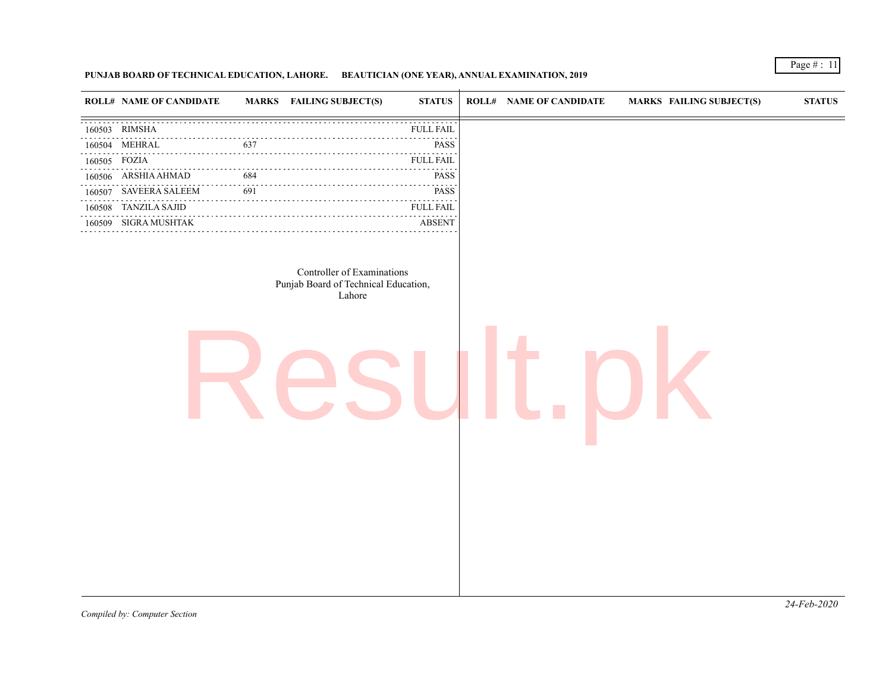**PUNJAB BOARD OF TECHNICAL EDUCATION, LAHORE. BEAUTICIAN (ONE YEAR), ANNUAL EXAMINATION, 2019**

| ROLL# | NAME OF CANDIDATE | MARKS | FAILING SUBJECT(S) | STATUS |
|---|---|---|---|---|
| 160503 | RIMSHA | | | FULL FAIL |
| 160504 | MEHRAL | 637 | | PASS |
| 160505 | FOZIA | | | FULL FAIL |
| 160506 | ARSHIA AHMAD | 684 | | PASS |
| 160507 | SAVEERA SALEEM | 691 | | PASS |
| 160508 | TANZILA SAJID | | | FULL FAIL |
| 160509 | SIGRA MUSHTAK | | | ABSENT |

Controller of Examinations
Punjab Board of Technical Education,
Lahore

*Compiled by: Computer Section*

*24-Feb-2020*